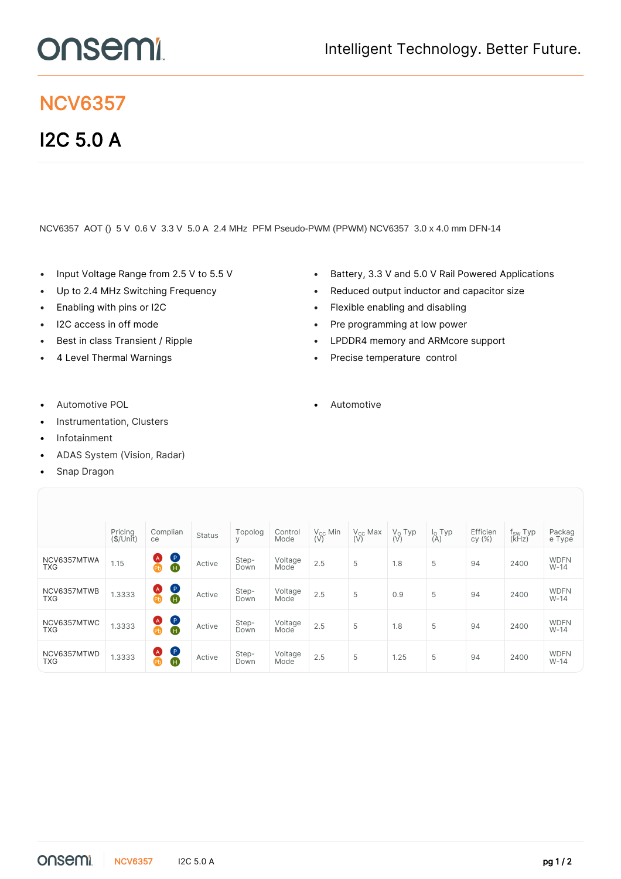# NCV6357

## I2C 5.0 A

NCV6357 AOT () 5 V 0.6 V 3.3 V 5.0 A 2.4 MHz PFM Pseudo-PWM (PPWM) NCV6357 3.0 x 4.0 mm DFN-14

- Input Voltage Range from 2.5 V to 5.5 V
- Up to 2.4 MHz Switching Frequency
- Enabling with pins or I2C
- I2C access in off mode
- Best in class Transient / Ripple
- 4 Level Thermal Warnings

- Battery, 3.3 V and 5.0 V Rail Powered Applications
- Reduced output inductor and capacitor size
- Flexible enabling and disabling
- Pre programming at low power
- LPDDR4 memory and ARMcore support
- Precise temperature control

- Automotive POL
- Instrumentation, Clusters
- Infotainment
- ADAS System (Vision, Radar)
- Snap Dragon

- Automotive

| | Pricing ($/Unit) | Compliance | Status | Topology | Control Mode | $V_{CC}$ Min (V) | $V_{CC}$ Max (V) | $V_O$ Typ (V) | $I_O$ Typ (A) | Efficiency (%) | $f_{SW}$ Typ (kHz) | Package Type |
|---|---|---|---|---|---|---|---|---|---|---|---|---|
| NCV6357MTWATXG | 1.15 | A P Pb H | Active | Step-Down | Voltage Mode | 2.5 | 5 | 1.8 | 5 | 94 | 2400 | WDFNW-14 |
| NCV6357MTWBTXG | 1.3333 | A P Pb H | Active | Step-Down | Voltage Mode | 2.5 | 5 | 0.9 | 5 | 94 | 2400 | WDFNW-14 |
| NCV6357MTWCTXG | 1.3333 | A P Pb H | Active | Step-Down | Voltage Mode | 2.5 | 5 | 1.8 | 5 | 94 | 2400 | WDFNW-14 |
| NCV6357MTWDTXG | 1.3333 | A P Pb H | Active | Step-Down | Voltage Mode | 2.5 | 5 | 1.25 | 5 | 94 | 2400 | WDFNW-14 |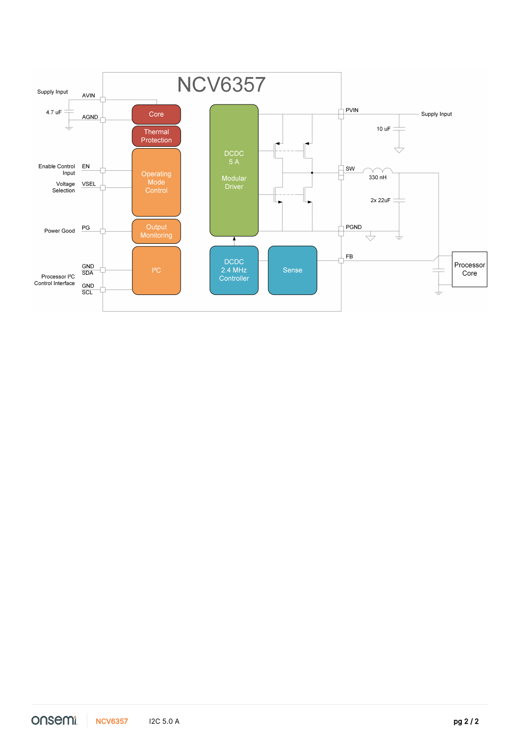NCV6357

Supply Input

AVIN

4.7 uF

AGND

Core

Thermal Protection

Enable Control Input

EN

Voltage Selection

VSEL

Operating Mode Control

Power Good

PG

Output Monitoring

Processor I²C Control Interface

GND

SDA

GND

SCL

I²C

DCDC
5 A

Modular Driver

DCDC
2.4 MHz
Controller

Sense

PVIN

Supply Input

10 uF

SW

330 nH

2x 22uF

PGND

FB

Processor Core